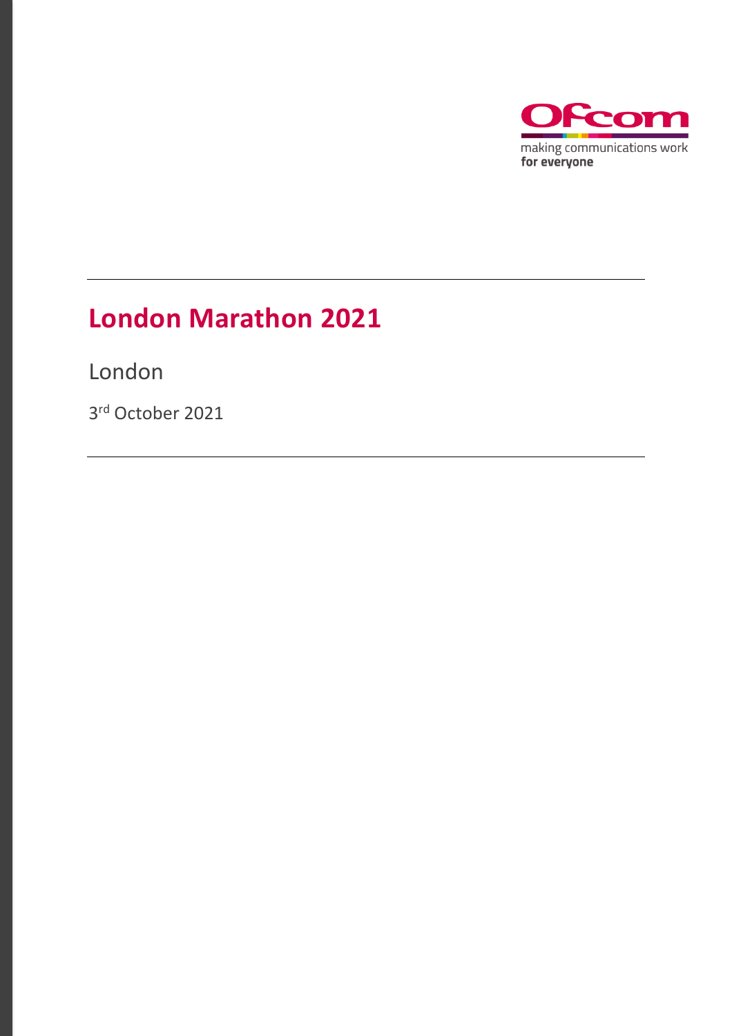Ofcom

making communications work
**for everyone**

# London Marathon 2021

London

3rd October 2021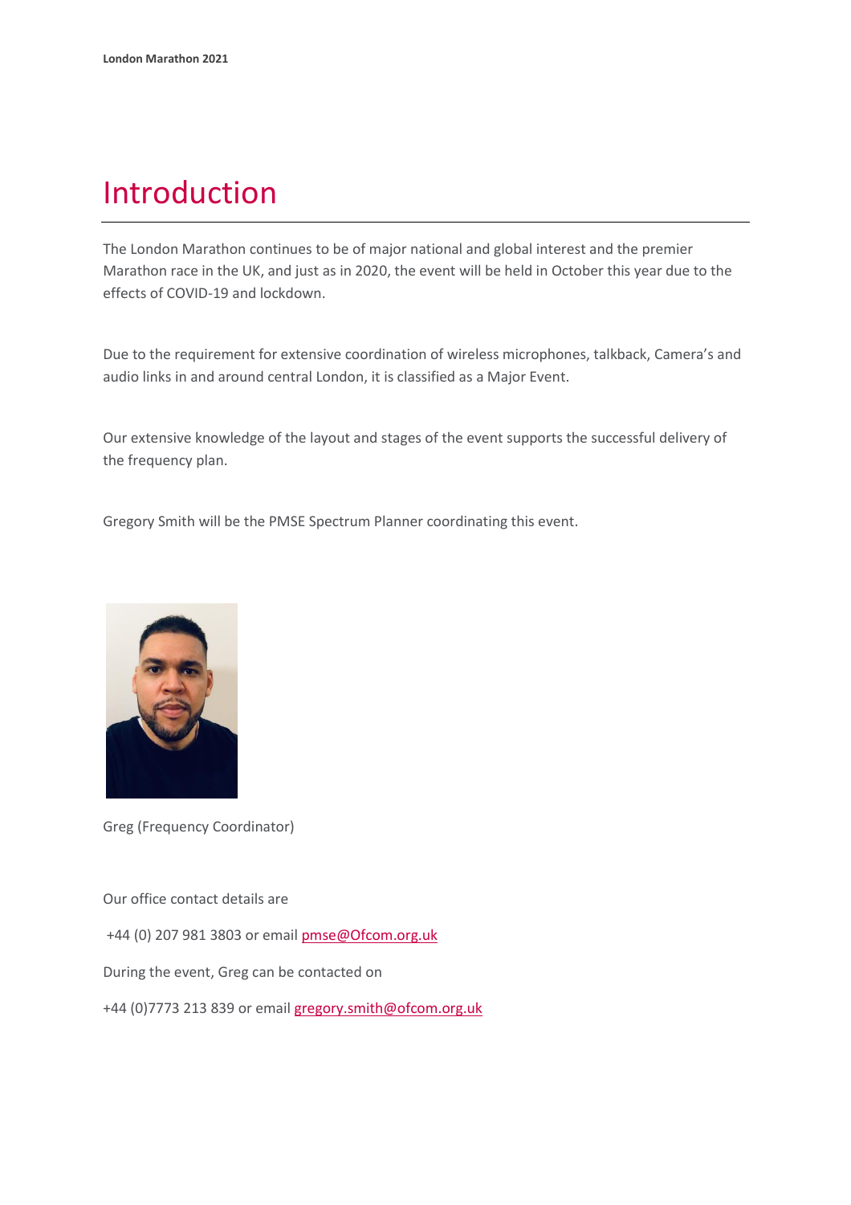# Introduction

The London Marathon continues to be of major national and global interest and the premier Marathon race in the UK, and just as in 2020, the event will be held in October this year due to the effects of COVID-19 and lockdown.

Due to the requirement for extensive coordination of wireless microphones, talkback, Camera's and audio links in and around central London, it is classified as a Major Event.

Our extensive knowledge of the layout and stages of the event supports the successful delivery of the frequency plan.

Gregory Smith will be the PMSE Spectrum Planner coordinating this event.

Greg (Frequency Coordinator)

Our office contact details are

+44 (0) 207 981 3803 or email pmse@Ofcom.org.uk

During the event, Greg can be contacted on

+44 (0)7773 213 839 or email gregory.smith@ofcom.org.uk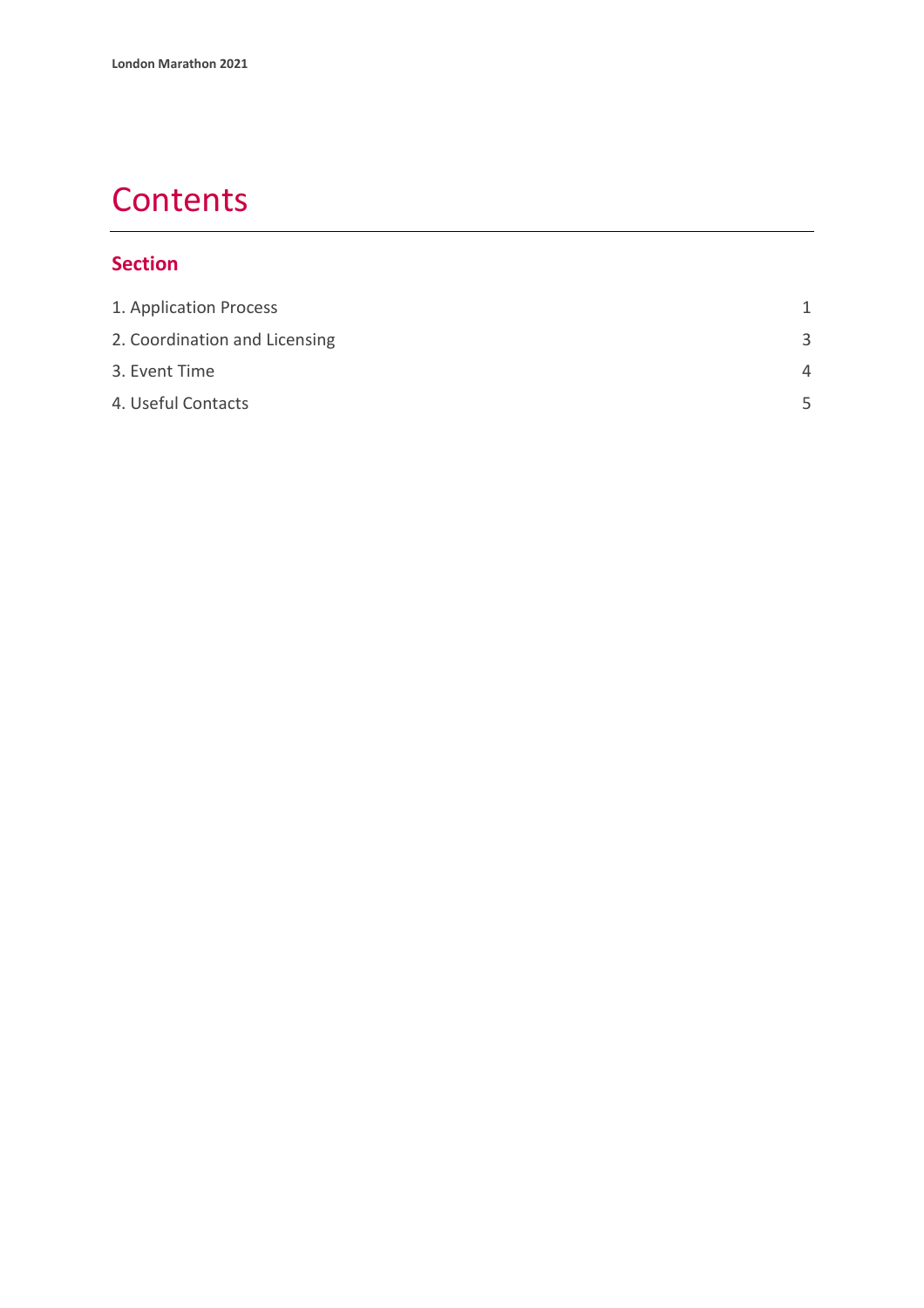# Contents

## Section

| | |
|---|---|
| 1. Application Process | 1 |
| 2. Coordination and Licensing | 3 |
| 3. Event Time | 4 |
| 4. Useful Contacts | 5 |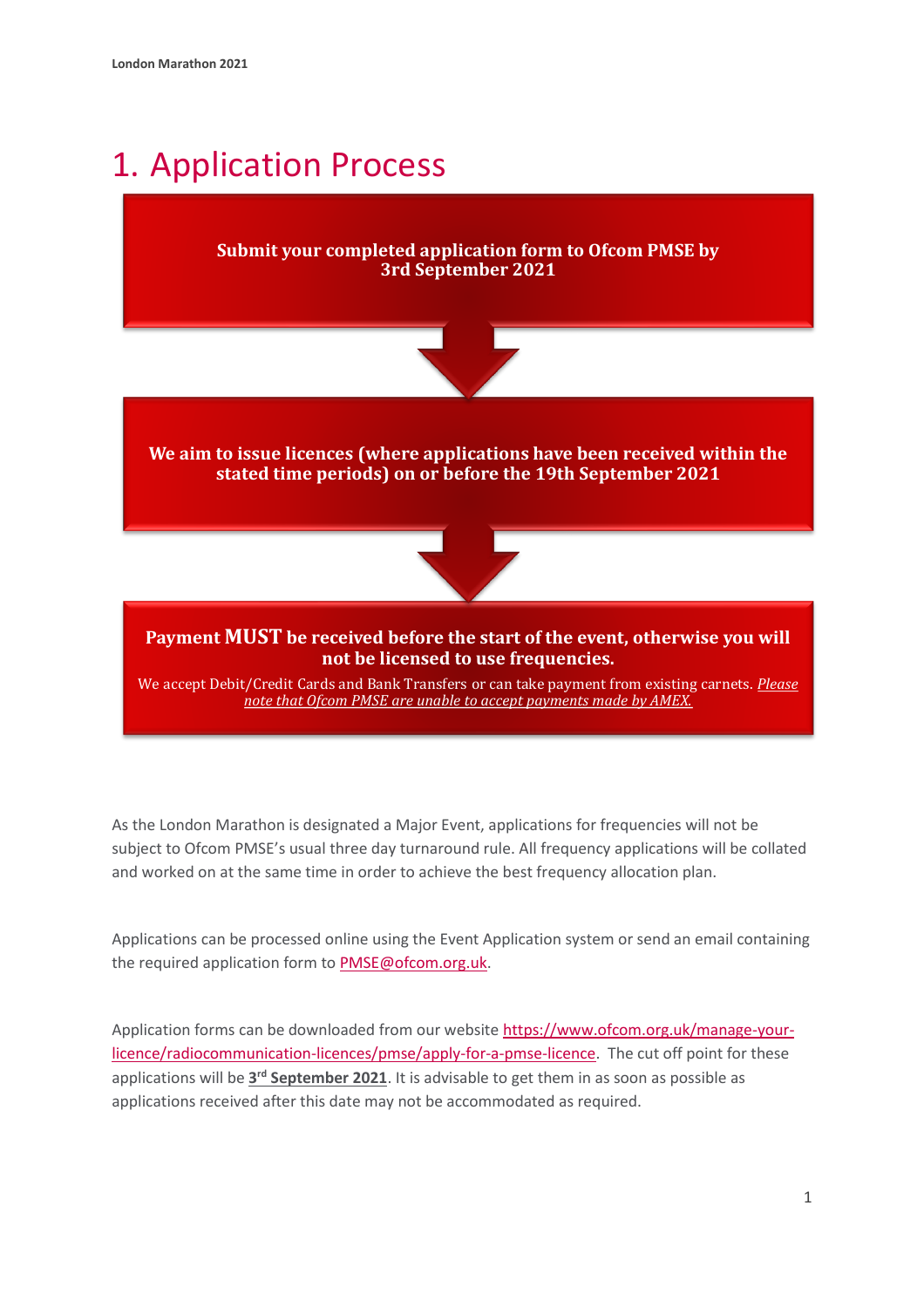# 1. Application Process

**Submit your completed application form to Ofcom PMSE by 3rd September 2021**

**We aim to issue licences (where applications have been received within the stated time periods) on or before the 19th September 2021**

**Payment MUST be received before the start of the event, otherwise you will not be licensed to use frequencies.**

We accept Debit/Credit Cards and Bank Transfers or can take payment from existing carnets. *Please note that Ofcom PMSE are unable to accept payments made by AMEX.*

As the London Marathon is designated a Major Event, applications for frequencies will not be subject to Ofcom PMSE's usual three day turnaround rule. All frequency applications will be collated and worked on at the same time in order to achieve the best frequency allocation plan.

Applications can be processed online using the Event Application system or send an email containing the required application form to PMSE@ofcom.org.uk.

Application forms can be downloaded from our website https://www.ofcom.org.uk/manage-your-licence/radiocommunication-licences/pmse/apply-for-a-pmse-licence. The cut off point for these applications will be **3rd September 2021**. It is advisable to get them in as soon as possible as applications received after this date may not be accommodated as required.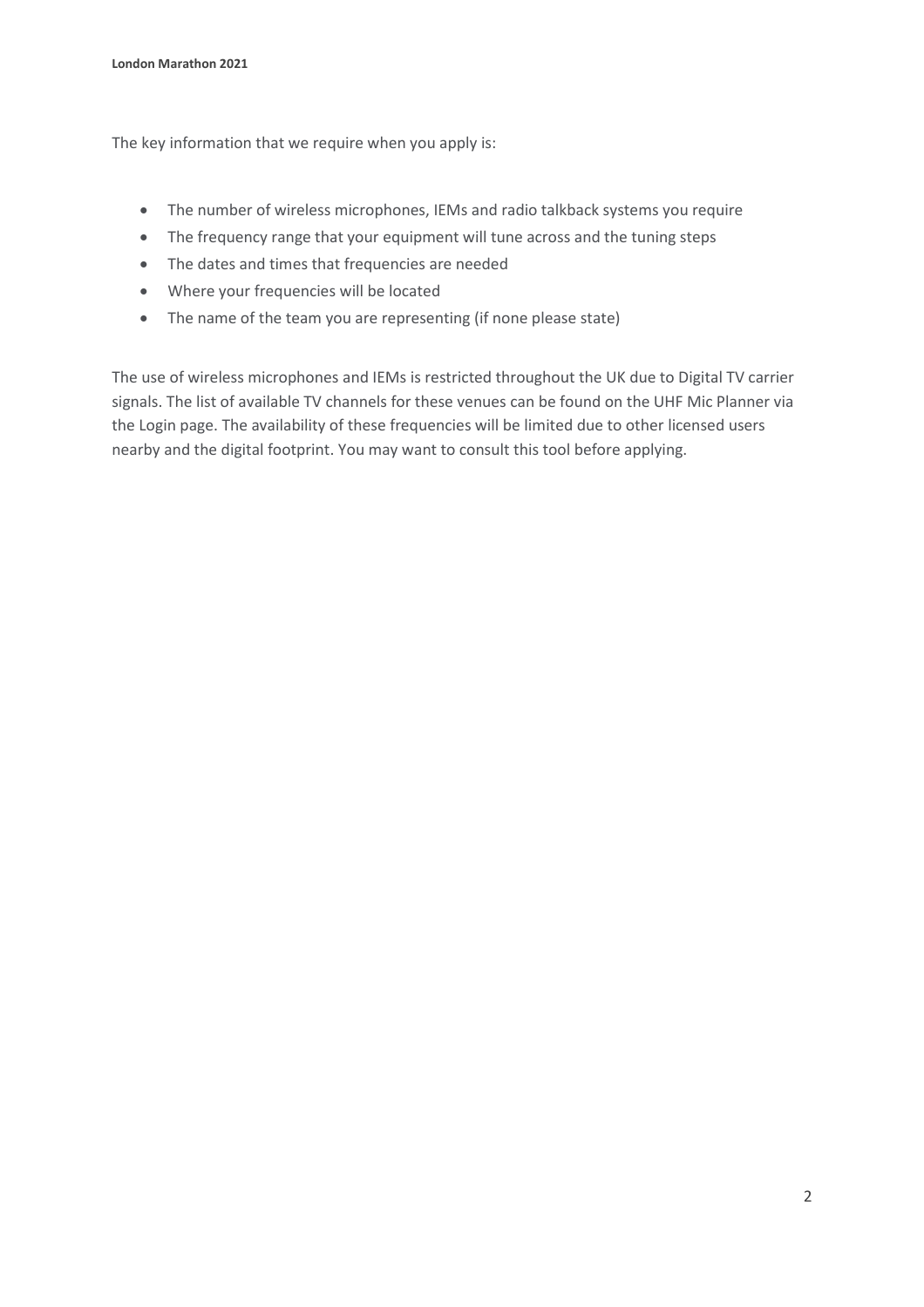The key information that we require when you apply is:

- The number of wireless microphones, IEMs and radio talkback systems you require
- The frequency range that your equipment will tune across and the tuning steps
- The dates and times that frequencies are needed
- Where your frequencies will be located
- The name of the team you are representing (if none please state)

The use of wireless microphones and IEMs is restricted throughout the UK due to Digital TV carrier signals. The list of available TV channels for these venues can be found on the UHF Mic Planner via the Login page. The availability of these frequencies will be limited due to other licensed users nearby and the digital footprint. You may want to consult this tool before applying.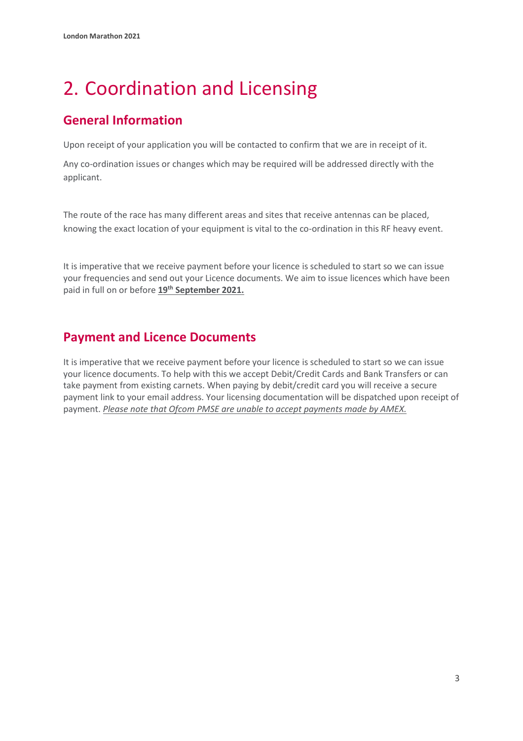# 2. Coordination and Licensing

## General Information

Upon receipt of your application you will be contacted to confirm that we are in receipt of it.

Any co-ordination issues or changes which may be required will be addressed directly with the applicant.

The route of the race has many different areas and sites that receive antennas can be placed, knowing the exact location of your equipment is vital to the co-ordination in this RF heavy event.

It is imperative that we receive payment before your licence is scheduled to start so we can issue your frequencies and send out your Licence documents. We aim to issue licences which have been paid in full on or before **19th September 2021.**

## Payment and Licence Documents

It is imperative that we receive payment before your licence is scheduled to start so we can issue your licence documents. To help with this we accept Debit/Credit Cards and Bank Transfers or can take payment from existing carnets. When paying by debit/credit card you will receive a secure payment link to your email address. Your licensing documentation will be dispatched upon receipt of payment. *Please note that Ofcom PMSE are unable to accept payments made by AMEX.*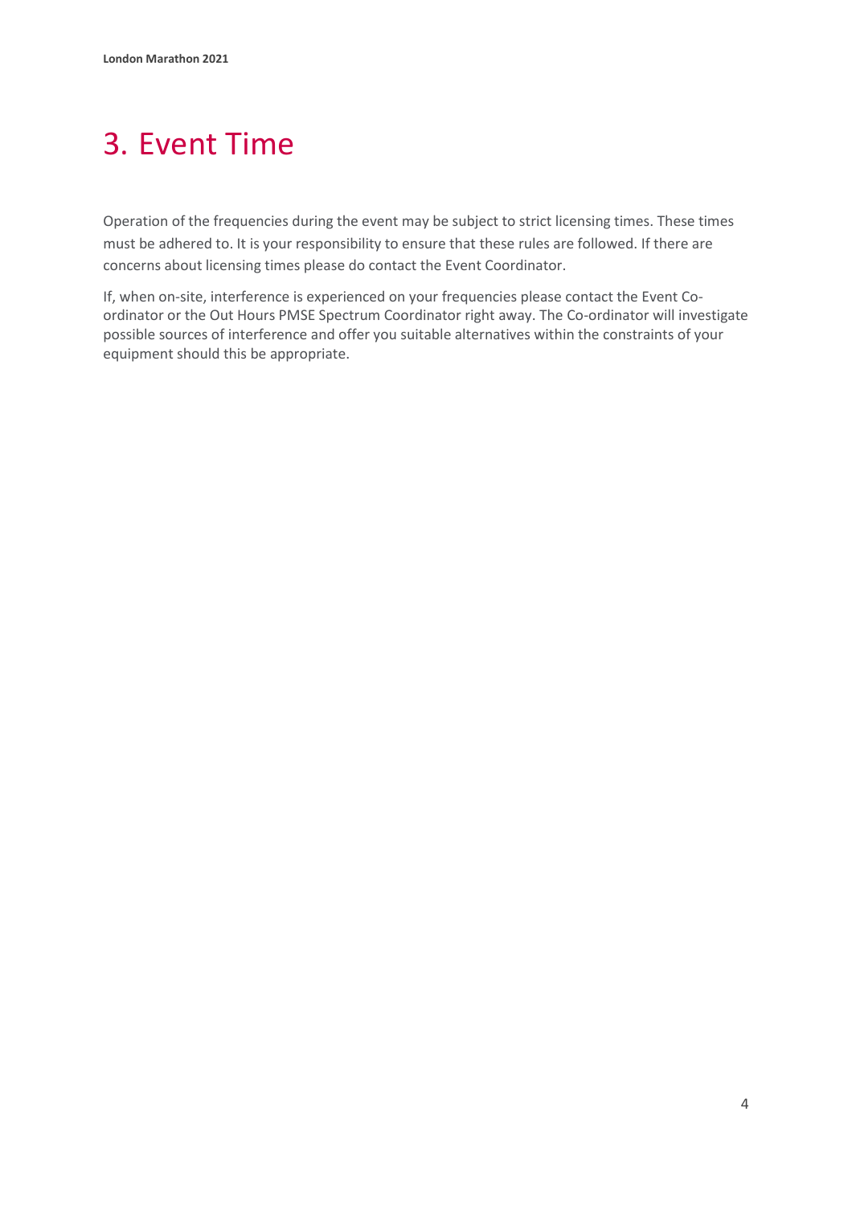# 3. Event Time

Operation of the frequencies during the event may be subject to strict licensing times. These times must be adhered to. It is your responsibility to ensure that these rules are followed. If there are concerns about licensing times please do contact the Event Coordinator.

If, when on-site, interference is experienced on your frequencies please contact the Event Co-ordinator or the Out Hours PMSE Spectrum Coordinator right away. The Co-ordinator will investigate possible sources of interference and offer you suitable alternatives within the constraints of your equipment should this be appropriate.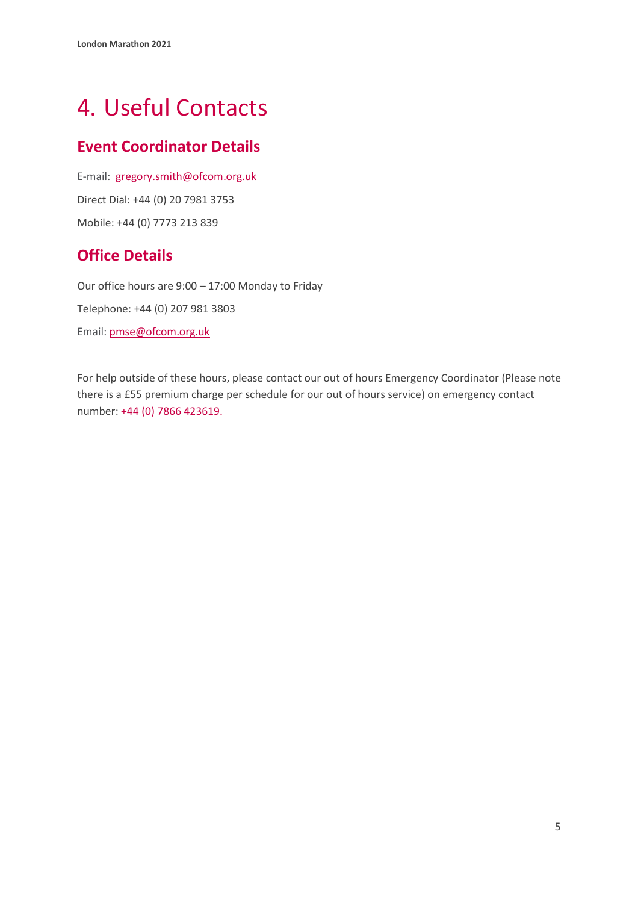# 4. Useful Contacts

## Event Coordinator Details

E-mail: gregory.smith@ofcom.org.uk

Direct Dial: +44 (0) 20 7981 3753

Mobile: +44 (0) 7773 213 839

## Office Details

Our office hours are 9:00 – 17:00 Monday to Friday

Telephone: +44 (0) 207 981 3803

Email: pmse@ofcom.org.uk

For help outside of these hours, please contact our out of hours Emergency Coordinator (Please note there is a £55 premium charge per schedule for our out of hours service) on emergency contact number: +44 (0) 7866 423619.